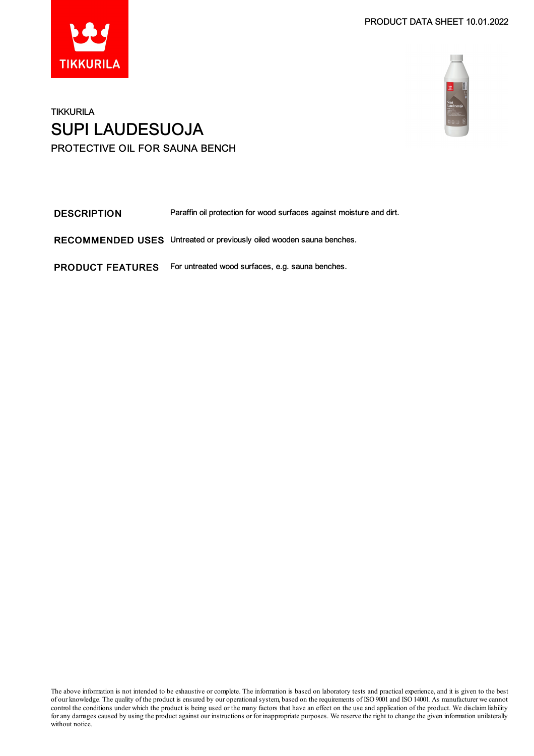PRODUCT DATA SHEET 10.01.2022

TIKKURILA

# SUPI LAUDESUOJA

PROTECTIVE OIL FOR SAUNA BENCH

| | |
|---|---|
| **DESCRIPTION** | Paraffin oil protection for wood surfaces against moisture and dirt. |
| **RECOMMENDED USES** | Untreated or previously oiled wooden sauna benches. |
| **PRODUCT FEATURES** | For untreated wood surfaces, e.g. sauna benches. |

The above information is not intended to be exhaustive or complete. The information is based on laboratory tests and practical experience, and it is given to the best of our knowledge. The quality of the product is ensured by our operational system, based on the requirements of ISO 9001 and ISO 14001. As manufacturer we cannot control the conditions under which the product is being used or the many factors that have an effect on the use and application of the product. We disclaim liability for any damages caused by using the product against our instructions or for inappropriate purposes. We reserve the right to change the given information unilaterally without notice.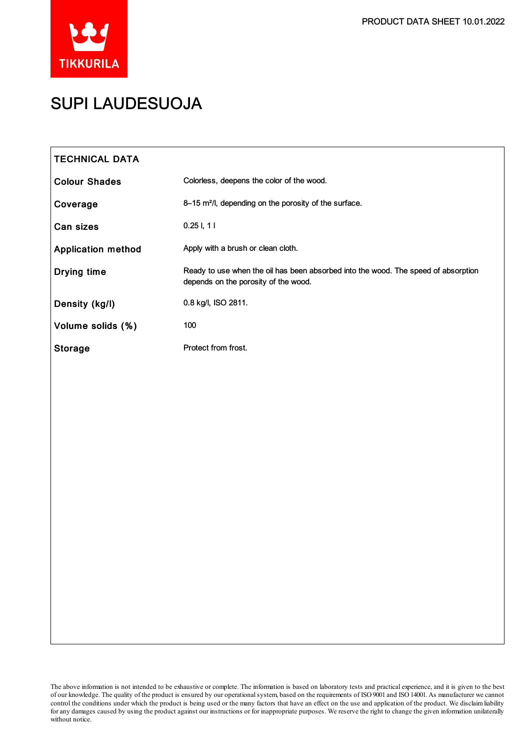# SUPI LAUDESUOJA

| TECHNICAL DATA | |
|---|---|
| **Colour Shades** | Colorless, deepens the color of the wood. |
| **Coverage** | 8–15 m²/l, depending on the porosity of the surface. |
| **Can sizes** | 0.25 l, 1 l |
| **Application method** | Apply with a brush or clean cloth. |
| **Drying time** | Ready to use when the oil has been absorbed into the wood. The speed of absorption depends on the porosity of the wood. |
| **Density (kg/l)** | 0.8 kg/l, ISO 2811. |
| **Volume solids (%)** | 100 |
| **Storage** | Protect from frost. |

The above information is not intended to be exhaustive or complete. The information is based on laboratory tests and practical experience, and it is given to the best of our knowledge. The quality of the product is ensured by our operational system, based on the requirements of ISO 9001 and ISO 14001. As manufacturer we cannot control the conditions under which the product is being used or the many factors that have an effect on the use and application of the product. We disclaim liability for any damages caused by using the product against our instructions or for inappropriate purposes. We reserve the right to change the given information unilaterally without notice.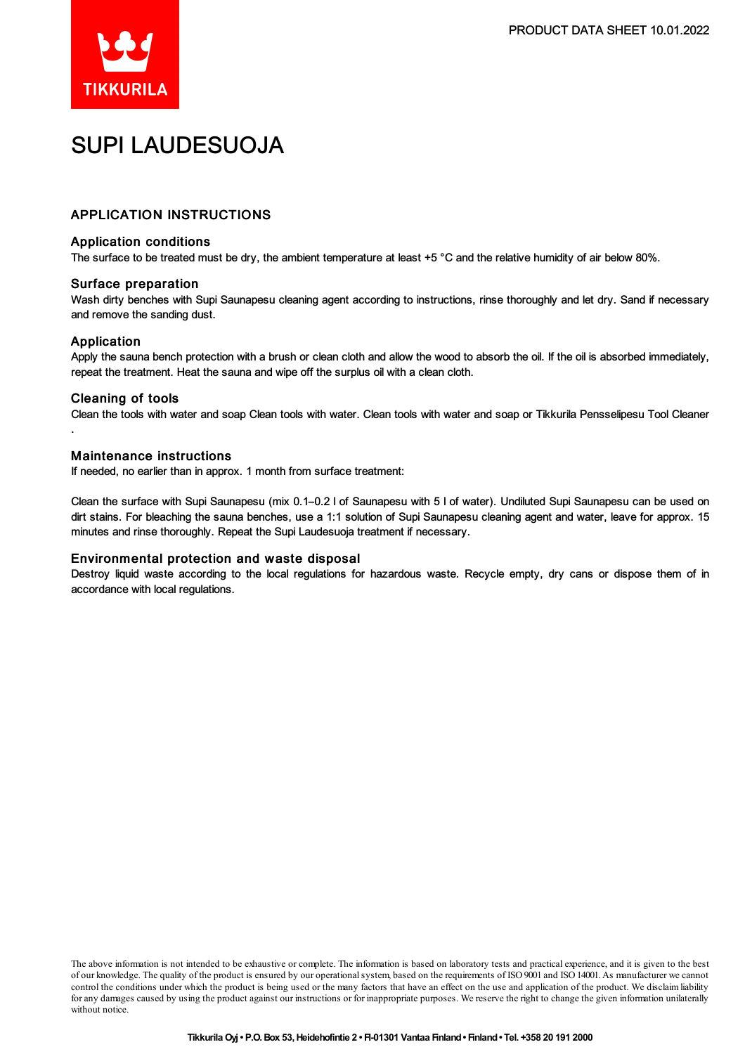# SUPI LAUDESUOJA

## APPLICATION INSTRUCTIONS

### Application conditions

The surface to be treated must be dry, the ambient temperature at least +5 °C and the relative humidity of air below 80%.

### Surface preparation

Wash dirty benches with Supi Saunapesu cleaning agent according to instructions, rinse thoroughly and let dry. Sand if necessary and remove the sanding dust.

### Application

Apply the sauna bench protection with a brush or clean cloth and allow the wood to absorb the oil. If the oil is absorbed immediately, repeat the treatment. Heat the sauna and wipe off the surplus oil with a clean cloth.

### Cleaning of tools

Clean the tools with water and soap Clean tools with water. Clean tools with water and soap or Tikkurila Pensselipesu Tool Cleaner .

### Maintenance instructions

If needed, no earlier than in approx. 1 month from surface treatment:

Clean the surface with Supi Saunapesu (mix 0.1–0.2 l of Saunapesu with 5 l of water). Undiluted Supi Saunapesu can be used on dirt stains. For bleaching the sauna benches, use a 1:1 solution of Supi Saunapesu cleaning agent and water, leave for approx. 15 minutes and rinse thoroughly. Repeat the Supi Laudesuoja treatment if necessary.

### Environmental protection and waste disposal

Destroy liquid waste according to the local regulations for hazardous waste. Recycle empty, dry cans or dispose them of in accordance with local regulations.

The above information is not intended to be exhaustive or complete. The information is based on laboratory tests and practical experience, and it is given to the best of our knowledge. The quality of the product is ensured by our operational system, based on the requirements of ISO 9001 and ISO 14001. As manufacturer we cannot control the conditions under which the product is being used or the many factors that have an effect on the use and application of the product. We disclaim liability for any damages caused by using the product against our instructions or for inappropriate purposes. We reserve the right to change the given information unilaterally without notice.